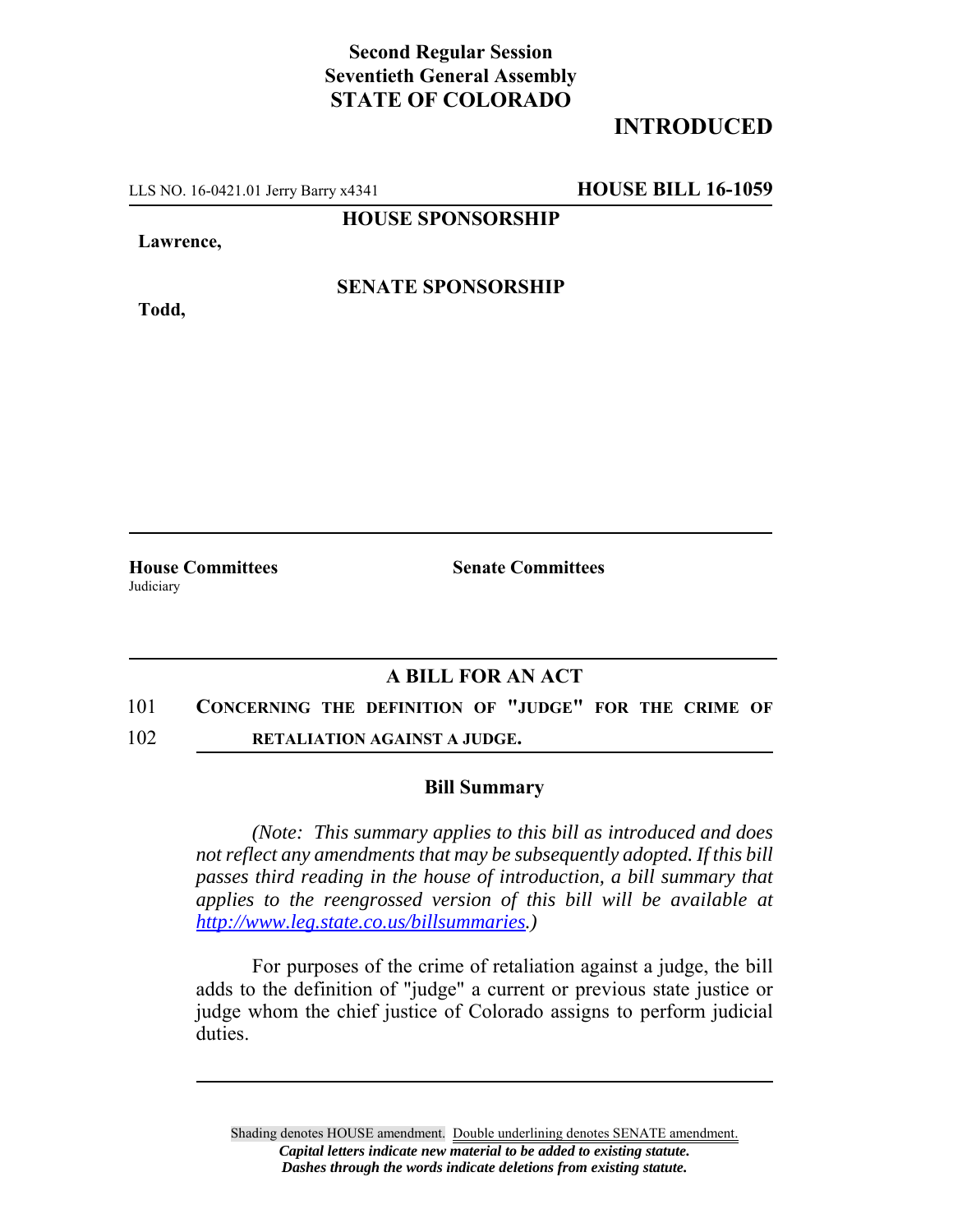**Second Regular Session**
**Seventieth General Assembly**
**STATE OF COLORADO**

# INTRODUCED

LLS NO. 16-0421.01 Jerry Barry x4341 **HOUSE BILL 16-1059**

**HOUSE SPONSORSHIP**

**Lawrence,**

**SENATE SPONSORSHIP**

**Todd,**

**House Committees**
Judiciary

**Senate Committees**

## A BILL FOR AN ACT

101 **CONCERNING THE DEFINITION OF "JUDGE" FOR THE CRIME OF**
102 **RETALIATION AGAINST A JUDGE.**

### Bill Summary

*(Note: This summary applies to this bill as introduced and does not reflect any amendments that may be subsequently adopted. If this bill passes third reading in the house of introduction, a bill summary that applies to the reengrossed version of this bill will be available at http://www.leg.state.co.us/billsummaries.)*

For purposes of the crime of retaliation against a judge, the bill adds to the definition of "judge" a current or previous state justice or judge whom the chief justice of Colorado assigns to perform judicial duties.

Shading denotes HOUSE amendment. Double underlining denotes SENATE amendment.
*Capital letters indicate new material to be added to existing statute.*
*Dashes through the words indicate deletions from existing statute.*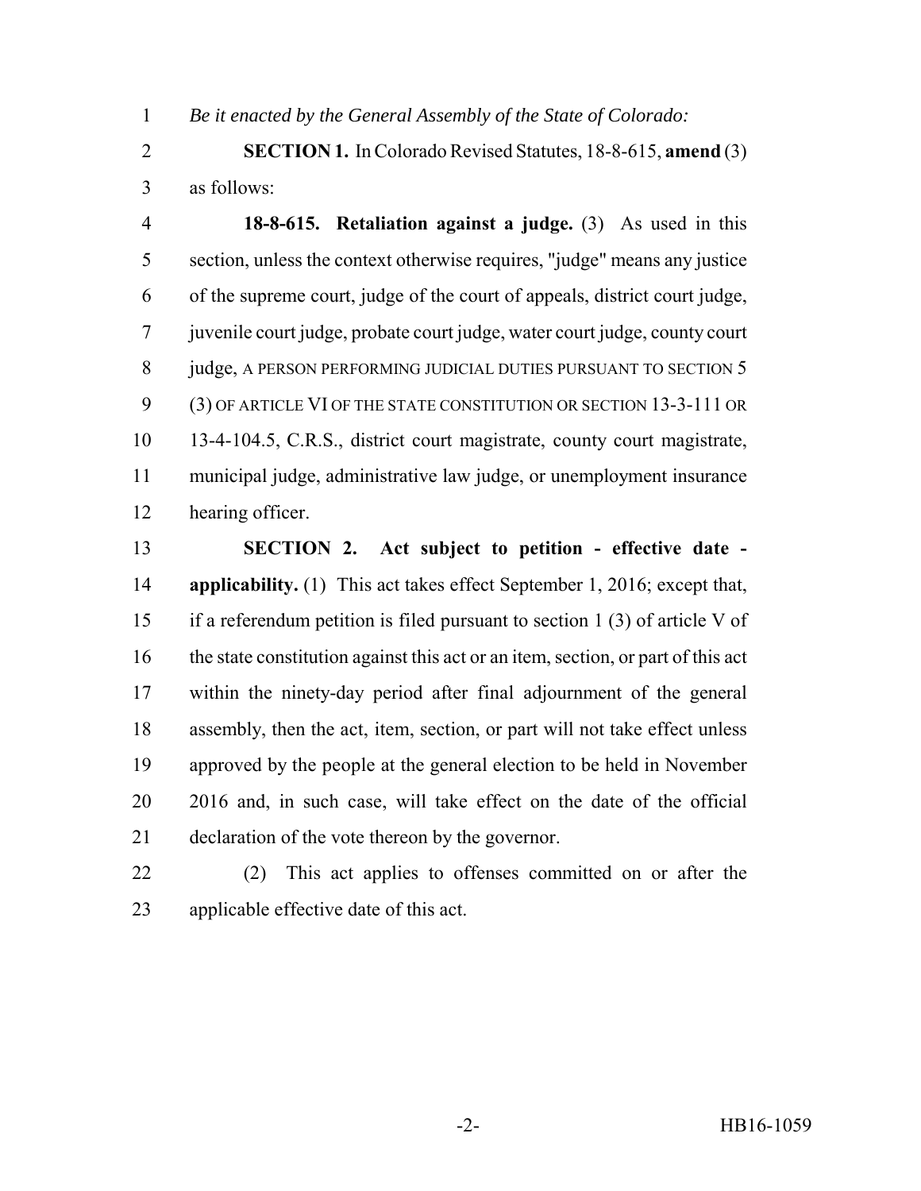*Be it enacted by the General Assembly of the State of Colorado:*

**SECTION 1.** In Colorado Revised Statutes, 18-8-615, **amend** (3) as follows:

**18-8-615. Retaliation against a judge.** (3) As used in this section, unless the context otherwise requires, "judge" means any justice of the supreme court, judge of the court of appeals, district court judge, juvenile court judge, probate court judge, water court judge, county court judge, A PERSON PERFORMING JUDICIAL DUTIES PURSUANT TO SECTION 5 (3) OF ARTICLE VI OF THE STATE CONSTITUTION OR SECTION 13-3-111 OR 13-4-104.5, C.R.S., district court magistrate, county court magistrate, municipal judge, administrative law judge, or unemployment insurance hearing officer.

**SECTION 2. Act subject to petition - effective date - applicability.** (1) This act takes effect September 1, 2016; except that, if a referendum petition is filed pursuant to section 1 (3) of article V of the state constitution against this act or an item, section, or part of this act within the ninety-day period after final adjournment of the general assembly, then the act, item, section, or part will not take effect unless approved by the people at the general election to be held in November 2016 and, in such case, will take effect on the date of the official declaration of the vote thereon by the governor.

(2) This act applies to offenses committed on or after the applicable effective date of this act.